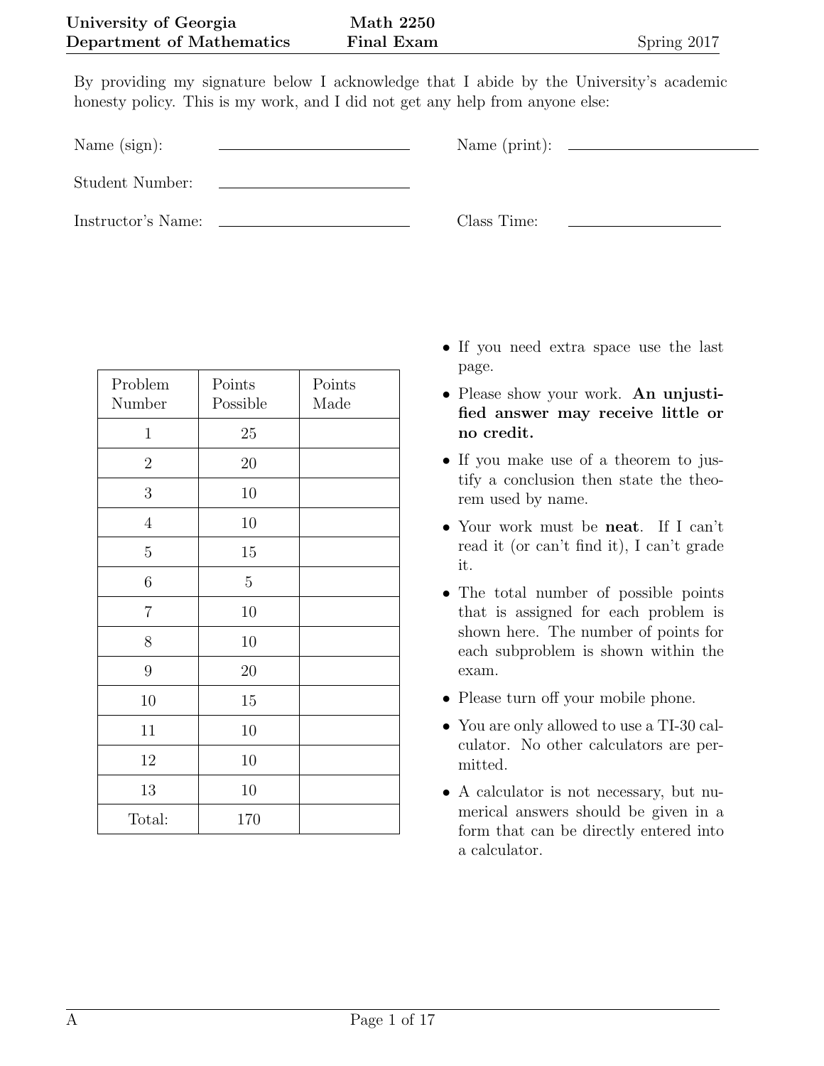**University of Georgia** **Math 2250**
**Department of Mathematics** **Final Exam** Spring 2017

By providing my signature below I acknowledge that I abide by the University's academic honesty policy. This is my work, and I did not get any help from anyone else:

Name (sign): ____________________ Name (print): ____________________

Student Number: ____________________

Instructor's Name: ____________________ Class Time: ____________________

| Problem Number | Points Possible | Points Made |
|---|---|---|
| 1 | 25 | |
| 2 | 20 | |
| 3 | 10 | |
| 4 | 10 | |
| 5 | 15 | |
| 6 | 5 | |
| 7 | 10 | |
| 8 | 10 | |
| 9 | 20 | |
| 10 | 15 | |
| 11 | 10 | |
| 12 | 10 | |
| 13 | 10 | |
| Total: | 170 | |

- If you need extra space use the last page.
- Please show your work. **An unjustified answer may receive little or no credit.**
- If you make use of a theorem to justify a conclusion then state the theorem used by name.
- Your work must be **neat**. If I can't read it (or can't find it), I can't grade it.
- The total number of possible points that is assigned for each problem is shown here. The number of points for each subproblem is shown within the exam.
- Please turn off your mobile phone.
- You are only allowed to use a TI-30 calculator. No other calculators are permitted.
- A calculator is not necessary, but numerical answers should be given in a form that can be directly entered into a calculator.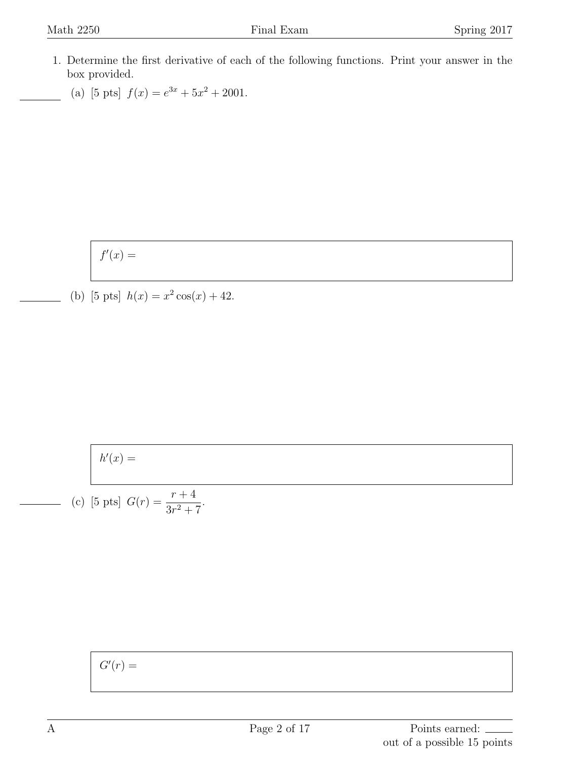1. Determine the first derivative of each of the following functions. Print your answer in the box provided.

   ______ (a) [5 pts] $f(x) = e^{3x} + 5x^2 + 2001$.

   $f'(x) =$

   ______ (b) [5 pts] $h(x) = x^2 \cos(x) + 42$.

   $h'(x) =$

   ______ (c) [5 pts] $G(r) = \dfrac{r+4}{3r^2+7}$.

   $G'(r) =$

Points earned: ______ out of a possible 15 points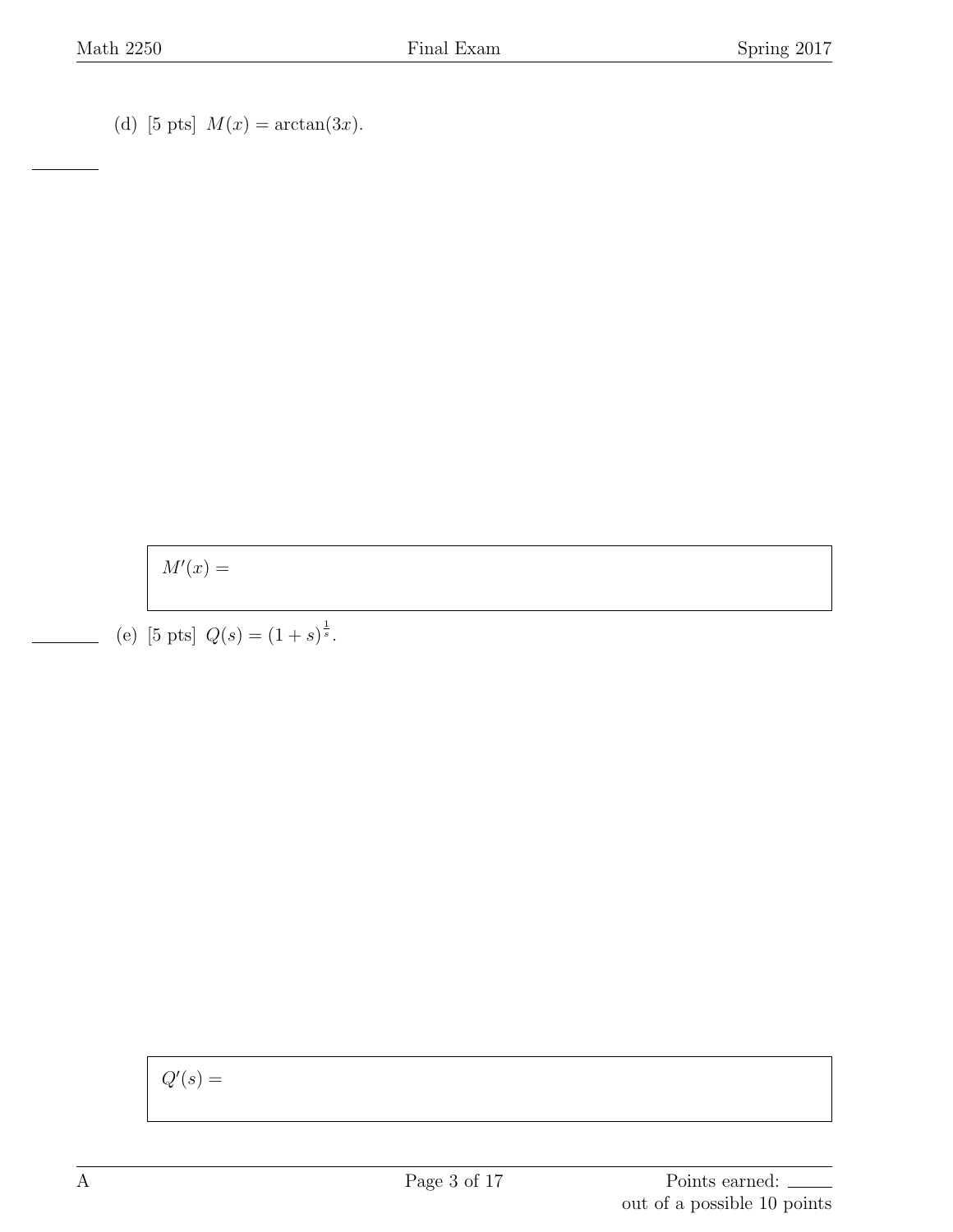(d) [5 pts] $M(x) = \arctan(3x)$.

$M'(x) =$

(e) [5 pts] $Q(s) = (1+s)^{\frac{1}{s}}$.

$Q'(s) =$

Points earned: ______
out of a possible 10 points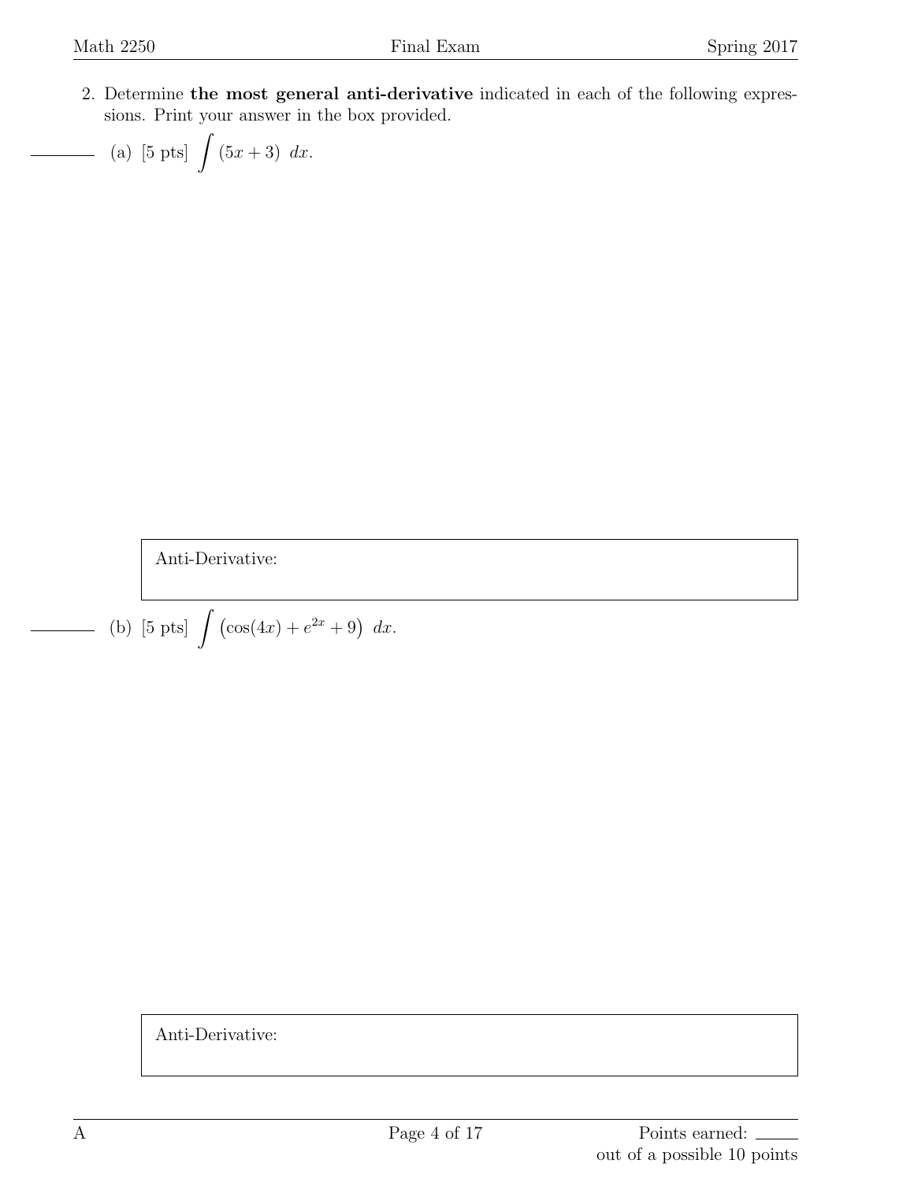2. Determine **the most general anti-derivative** indicated in each of the following expressions. Print your answer in the box provided.

(a) [5 pts] $\int (5x + 3)\ dx$.

Anti-Derivative:

(b) [5 pts] $\int \left(\cos(4x) + e^{2x} + 9\right)\ dx$.

Anti-Derivative:

Points earned: ______
out of a possible 10 points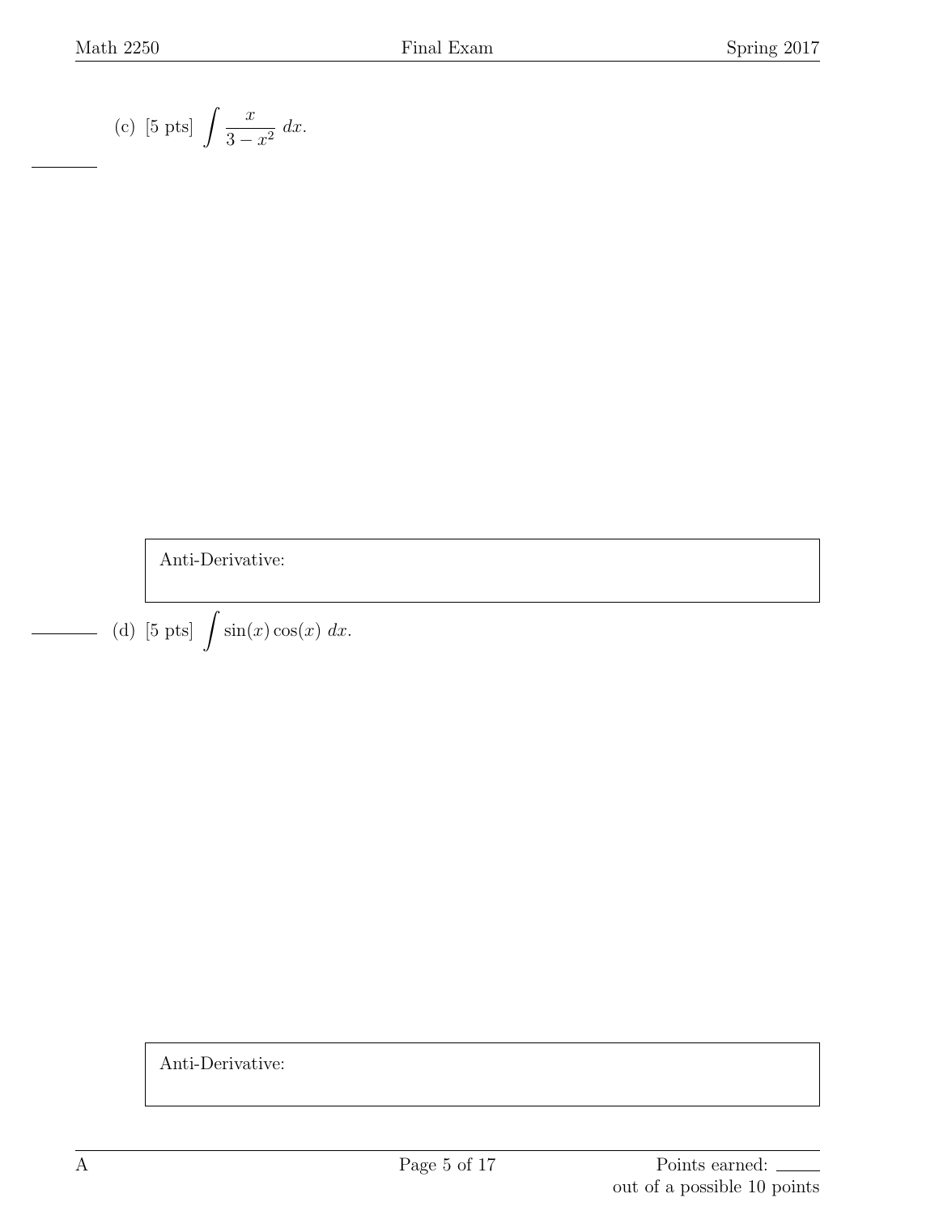(c) [5 pts] $\displaystyle\int \frac{x}{3-x^2}\,dx.$

Anti-Derivative:

(d) [5 pts] $\displaystyle\int \sin(x)\cos(x)\,dx.$

Anti-Derivative:

Points earned: \_\_\_\_\_ out of a possible 10 points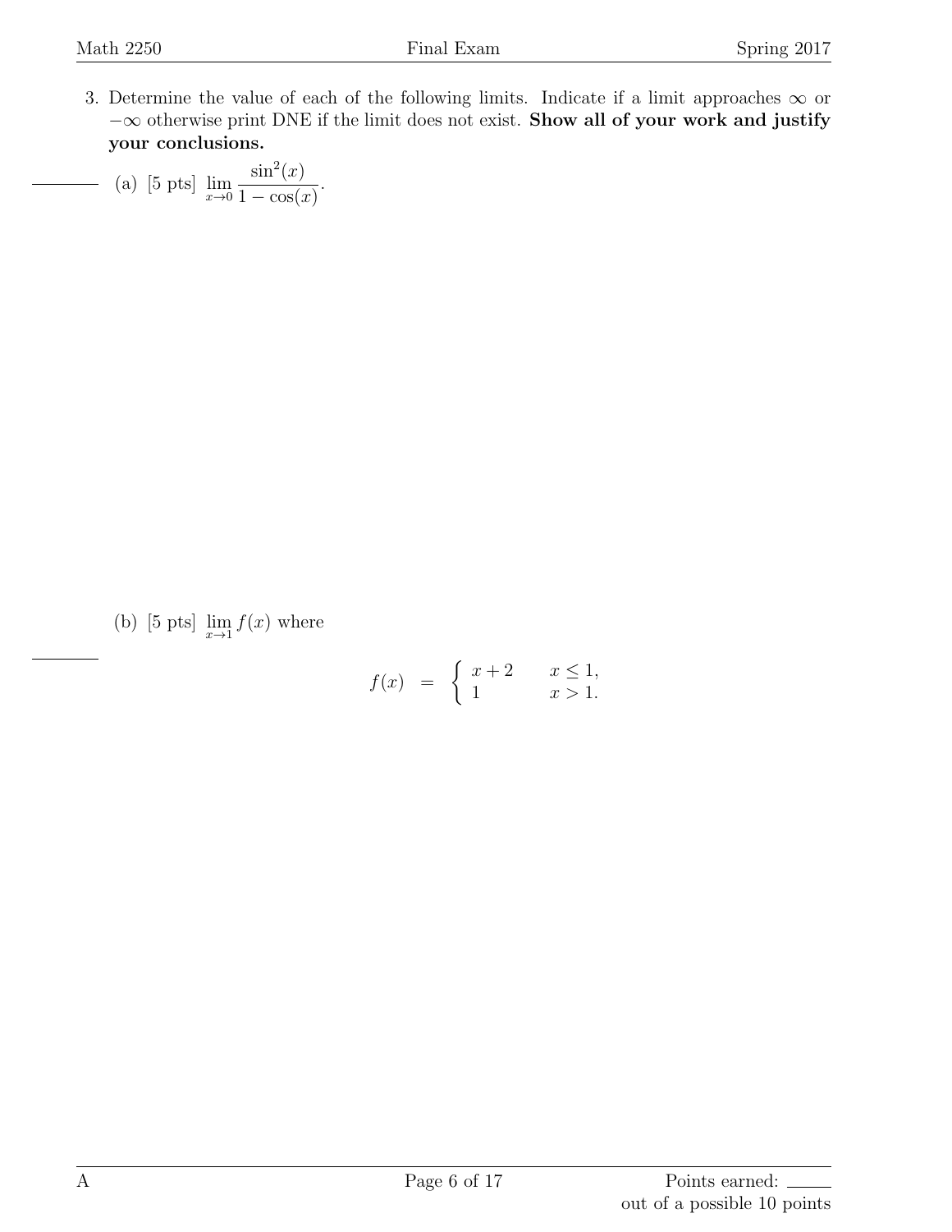3. Determine the value of each of the following limits. Indicate if a limit approaches $\infty$ or $-\infty$ otherwise print DNE if the limit does not exist. **Show all of your work and justify your conclusions.**

   (a) [5 pts] $\displaystyle\lim_{x\to 0} \frac{\sin^2(x)}{1-\cos(x)}$.

   (b) [5 pts] $\displaystyle\lim_{x\to 1} f(x)$ where

$$f(x) = \begin{cases} x+2 & x \leq 1, \\ 1 & x > 1. \end{cases}$$

Points earned: ______ out of a possible 10 points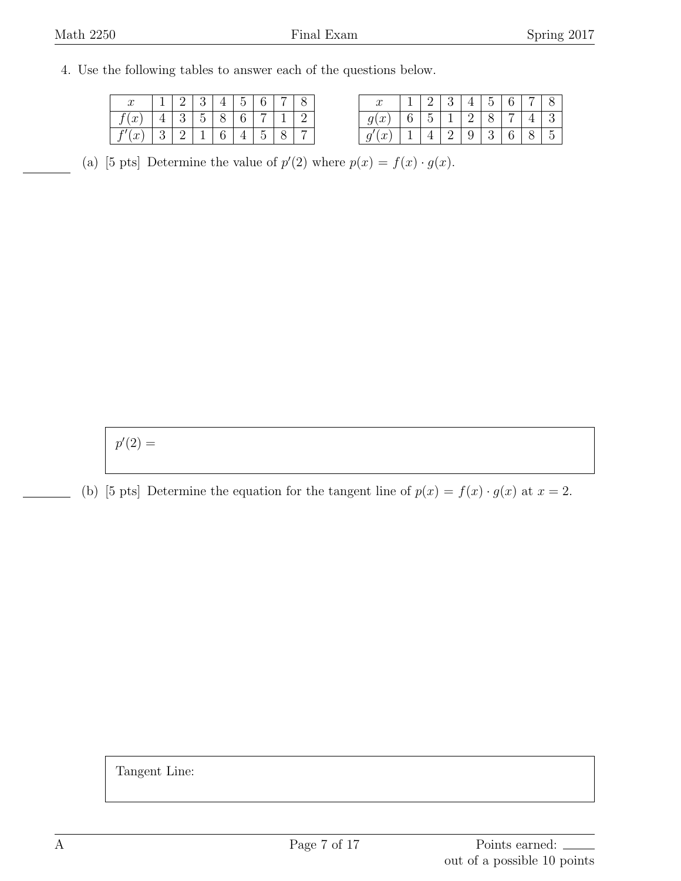4. Use the following tables to answer each of the questions below.

| $x$ | 1 | 2 | 3 | 4 | 5 | 6 | 7 | 8 |
|---|---|---|---|---|---|---|---|---|
| $f(x)$ | 4 | 3 | 5 | 8 | 6 | 7 | 1 | 2 |
| $f'(x)$ | 3 | 2 | 1 | 6 | 4 | 5 | 8 | 7 |

| $x$ | 1 | 2 | 3 | 4 | 5 | 6 | 7 | 8 |
|---|---|---|---|---|---|---|---|---|
| $g(x)$ | 6 | 5 | 1 | 2 | 8 | 7 | 4 | 3 |
| $g'(x)$ | 1 | 4 | 2 | 9 | 3 | 6 | 8 | 5 |

(a) [5 pts] Determine the value of $p'(2)$ where $p(x) = f(x) \cdot g(x)$.

$p'(2) =$

(b) [5 pts] Determine the equation for the tangent line of $p(x) = f(x) \cdot g(x)$ at $x = 2$.

Tangent Line: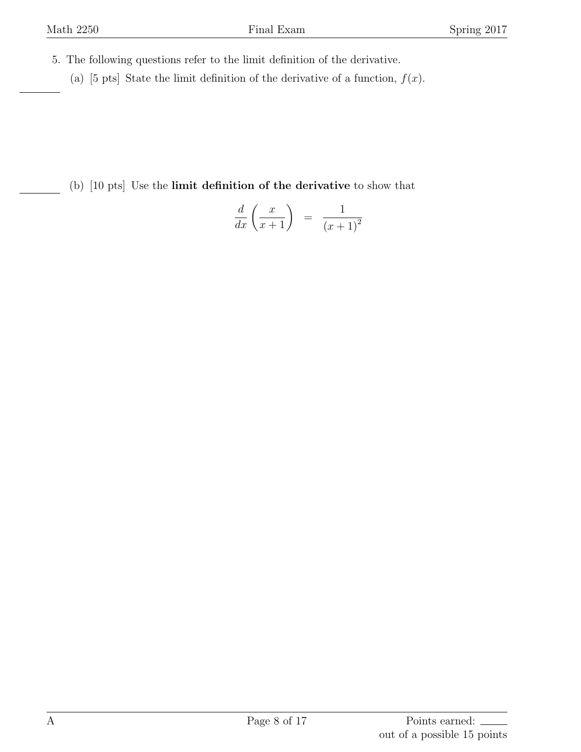5. The following questions refer to the limit definition of the derivative.

   (a) [5 pts] State the limit definition of the derivative of a function, $f(x)$.

   (b) [10 pts] Use the **limit definition of the derivative** to show that

$$\frac{d}{dx}\left(\frac{x}{x+1}\right) \quad = \quad \frac{1}{(x+1)^2}$$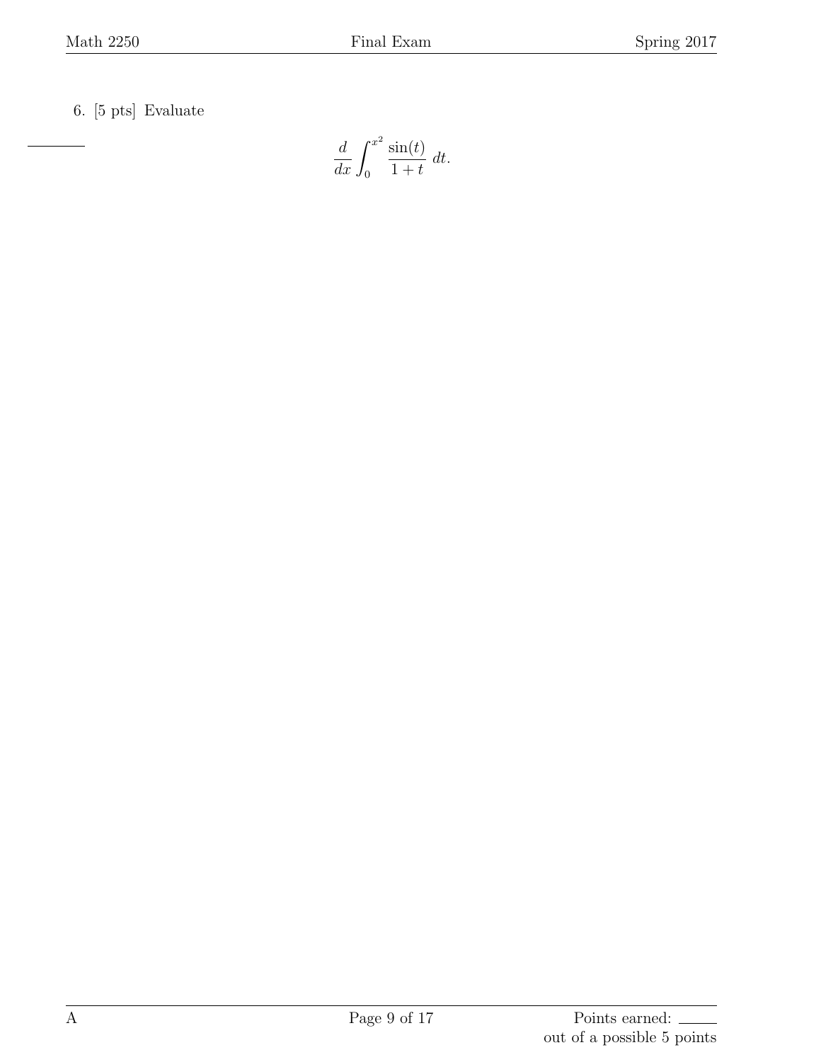6. [5 pts] Evaluate

$$\frac{d}{dx}\int_0^{x^2} \frac{\sin(t)}{1+t}\, dt.$$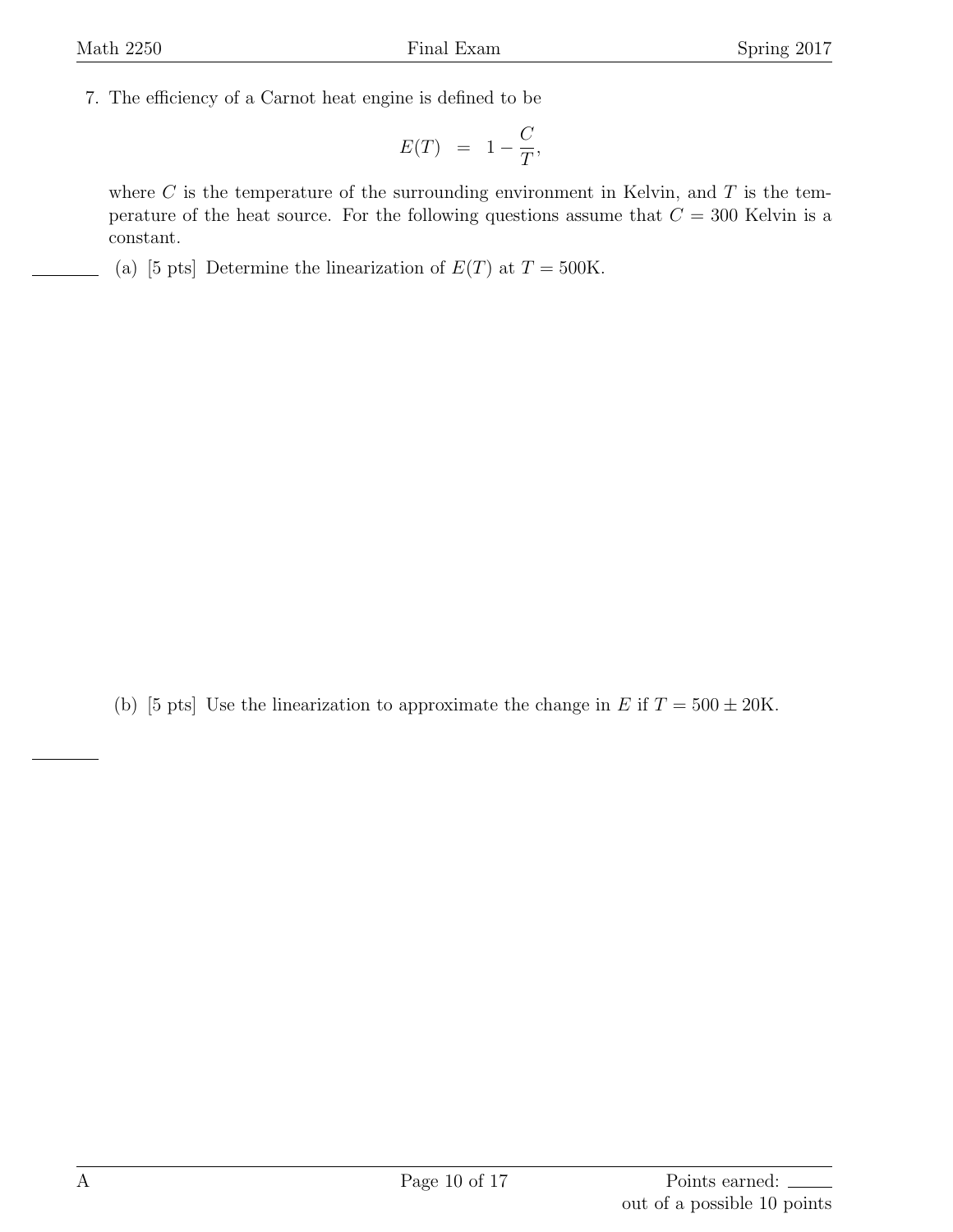7. The efficiency of a Carnot heat engine is defined to be

$$E(T) \;=\; 1 - \frac{C}{T},$$

where $C$ is the temperature of the surrounding environment in Kelvin, and $T$ is the temperature of the heat source. For the following questions assume that $C = 300$ Kelvin is a constant.

(a) [5 pts] Determine the linearization of $E(T)$ at $T = 500\text{K}$.

(b) [5 pts] Use the linearization to approximate the change in $E$ if $T = 500 \pm 20\text{K}$.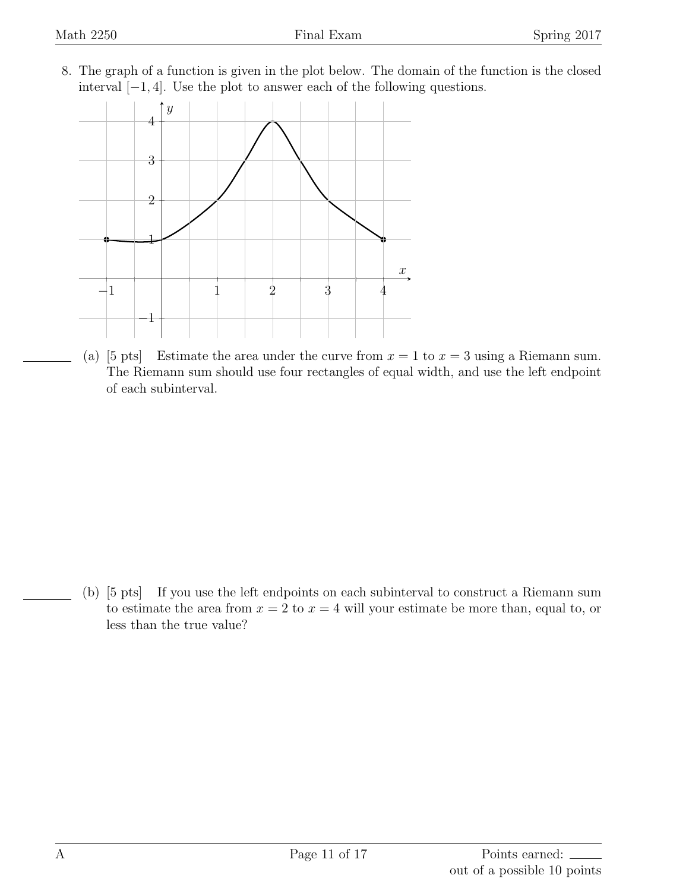8. The graph of a function is given in the plot below. The domain of the function is the closed interval $[-1, 4]$. Use the plot to answer each of the following questions.

   (a) [5 pts] Estimate the area under the curve from $x = 1$ to $x = 3$ using a Riemann sum. The Riemann sum should use four rectangles of equal width, and use the left endpoint of each subinterval.

   (b) [5 pts] If you use the left endpoints on each subinterval to construct a Riemann sum to estimate the area from $x = 2$ to $x = 4$ will your estimate be more than, equal to, or less than the true value?

Points earned: \_\_\_\_\_ out of a possible 10 points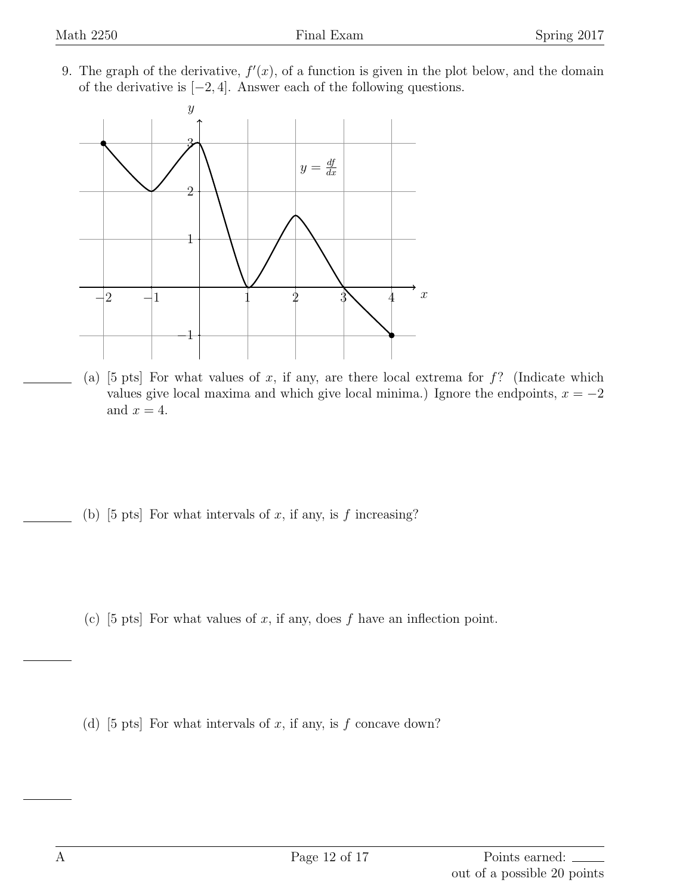9. The graph of the derivative, $f'(x)$, of a function is given in the plot below, and the domain of the derivative is $[-2, 4]$. Answer each of the following questions.

(a) [5 pts] For what values of $x$, if any, are there local extrema for $f$? (Indicate which values give local maxima and which give local minima.) Ignore the endpoints, $x = -2$ and $x = 4$.

(b) [5 pts] For what intervals of $x$, if any, is $f$ increasing?

(c) [5 pts] For what values of $x$, if any, does $f$ have an inflection point.

(d) [5 pts] For what intervals of $x$, if any, is $f$ concave down?

Points earned: \_\_\_\_\_ out of a possible 20 points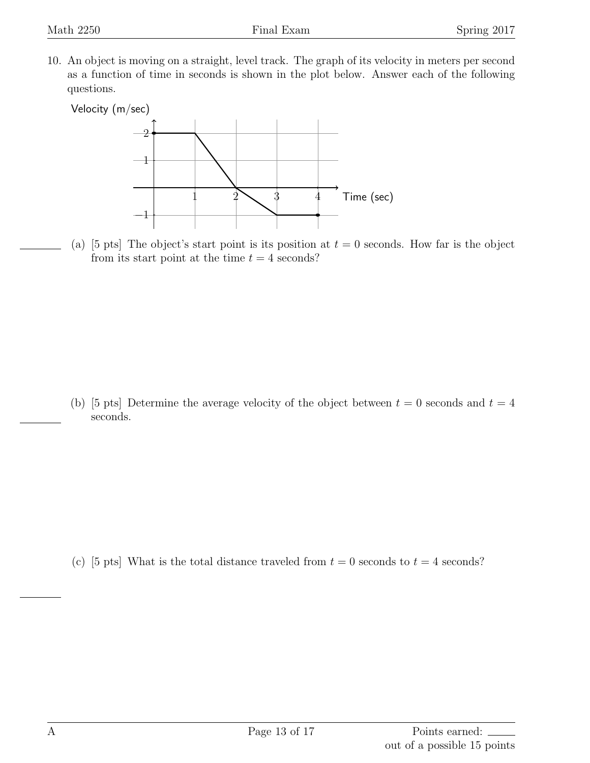10. An object is moving on a straight, level track. The graph of its velocity in meters per second as a function of time in seconds is shown in the plot below. Answer each of the following questions.

Velocity (m/sec)

Time (sec)

(a) [5 pts] The object's start point is its position at $t = 0$ seconds. How far is the object from its start point at the time $t = 4$ seconds?

(b) [5 pts] Determine the average velocity of the object between $t = 0$ seconds and $t = 4$ seconds.

(c) [5 pts] What is the total distance traveled from $t = 0$ seconds to $t = 4$ seconds?

Points earned: ______
out of a possible 15 points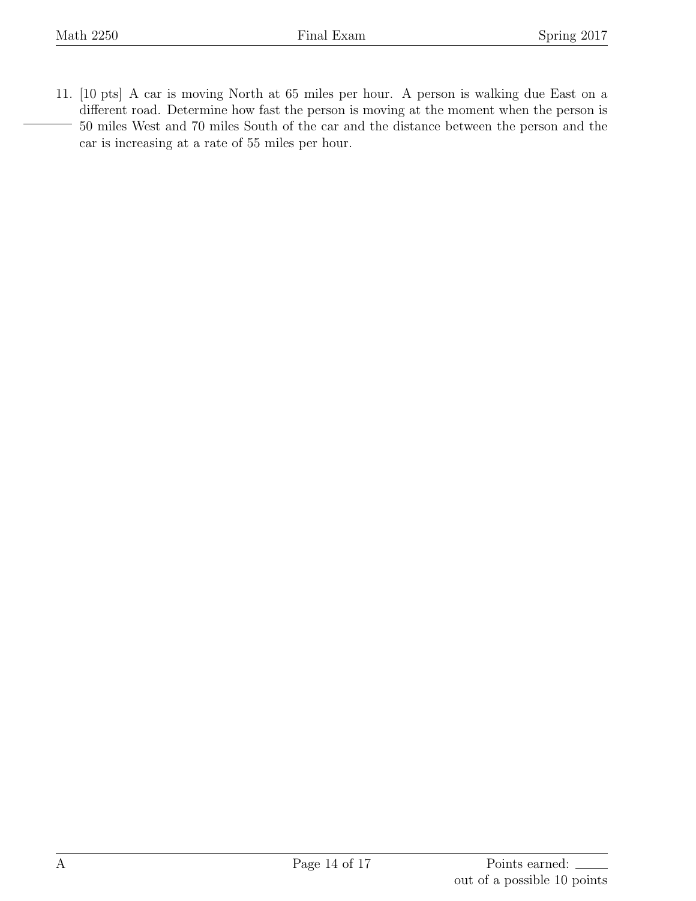11. [10 pts] A car is moving North at 65 miles per hour. A person is walking due East on a different road. Determine how fast the person is moving at the moment when the person is 50 miles West and 70 miles South of the car and the distance between the person and the car is increasing at a rate of 55 miles per hour.

Points earned: ____
out of a possible 10 points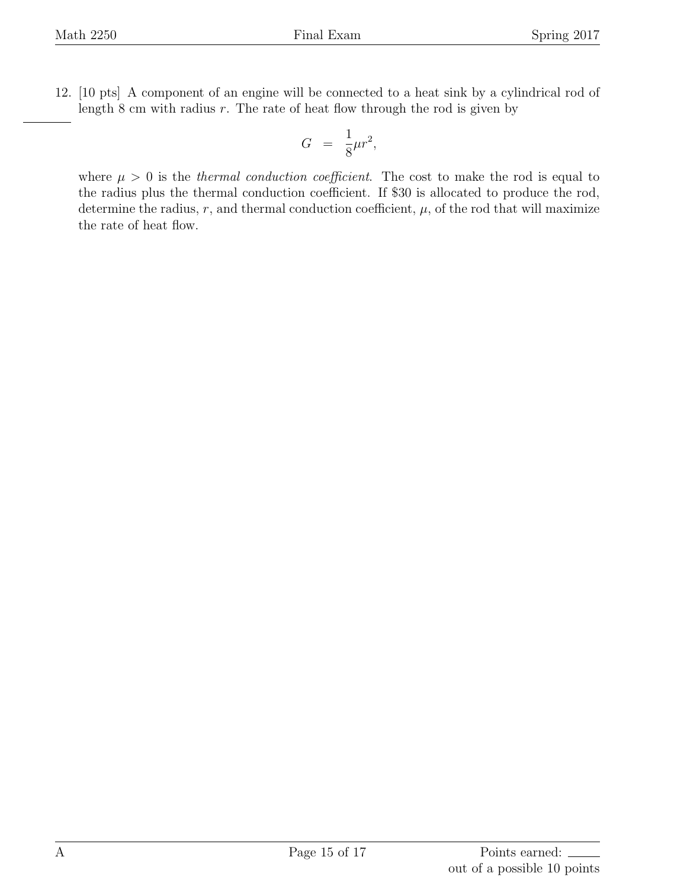12. [10 pts] A component of an engine will be connected to a heat sink by a cylindrical rod of length 8 cm with radius $r$. The rate of heat flow through the rod is given by

$$G = \frac{1}{8}\mu r^2,$$

where $\mu > 0$ is the *thermal conduction coefficient*. The cost to make the rod is equal to the radius plus the thermal conduction coefficient. If $30 is allocated to produce the rod, determine the radius, $r$, and thermal conduction coefficient, $\mu$, of the rod that will maximize the rate of heat flow.

Points earned: ______ out of a possible 10 points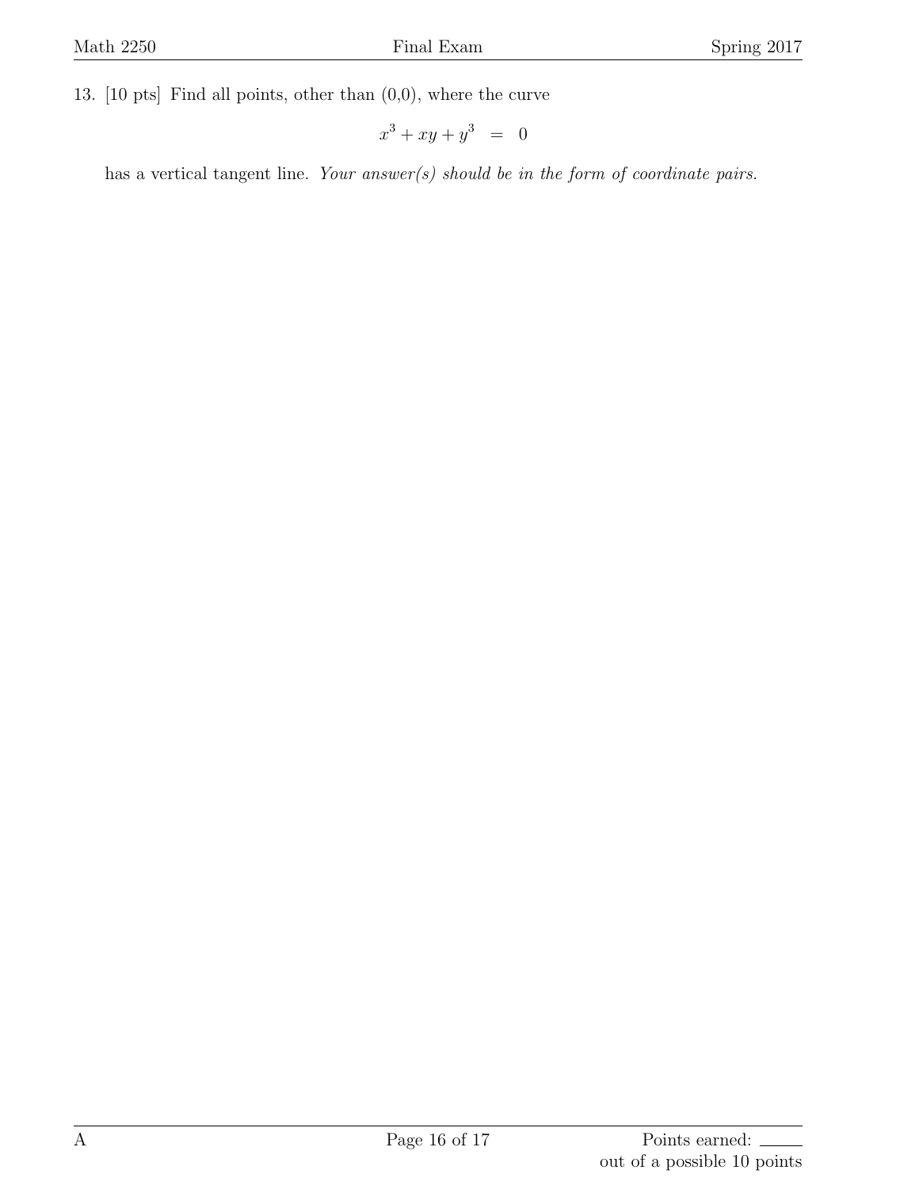13. [10 pts] Find all points, other than (0,0), where the curve

$$x^3 + xy + y^3 \;=\; 0$$

has a vertical tangent line. *Your answer(s) should be in the form of coordinate pairs.*

Points earned: ____
out of a possible 10 points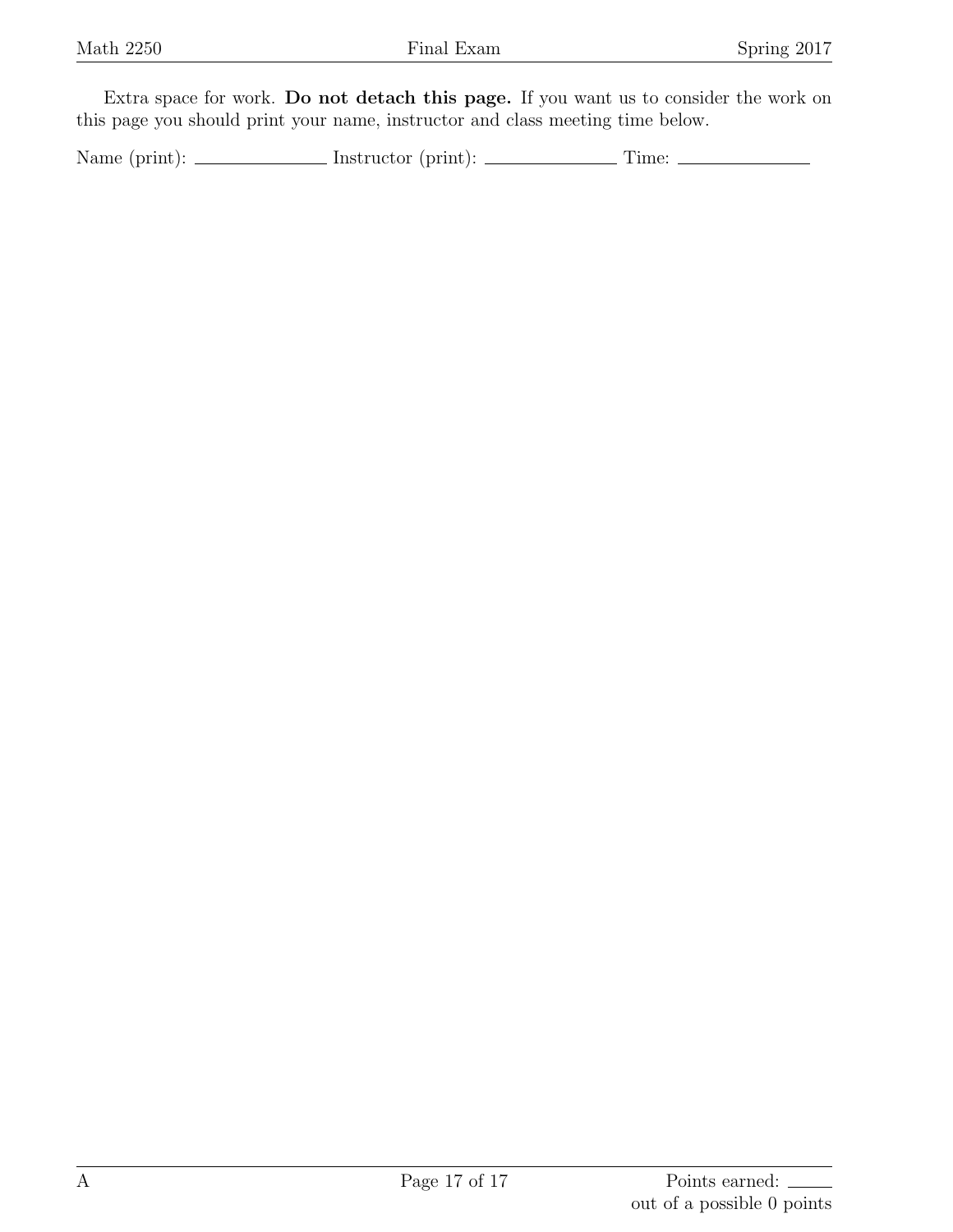Extra space for work. **Do not detach this page.** If you want us to consider the work on this page you should print your name, instructor and class meeting time below.

Name (print): \_\_\_\_\_\_\_\_\_\_\_\_\_\_ Instructor (print): \_\_\_\_\_\_\_\_\_\_\_\_\_\_ Time: \_\_\_\_\_\_\_\_\_\_\_\_\_\_

Points earned: \_\_\_\_\_
out of a possible 0 points